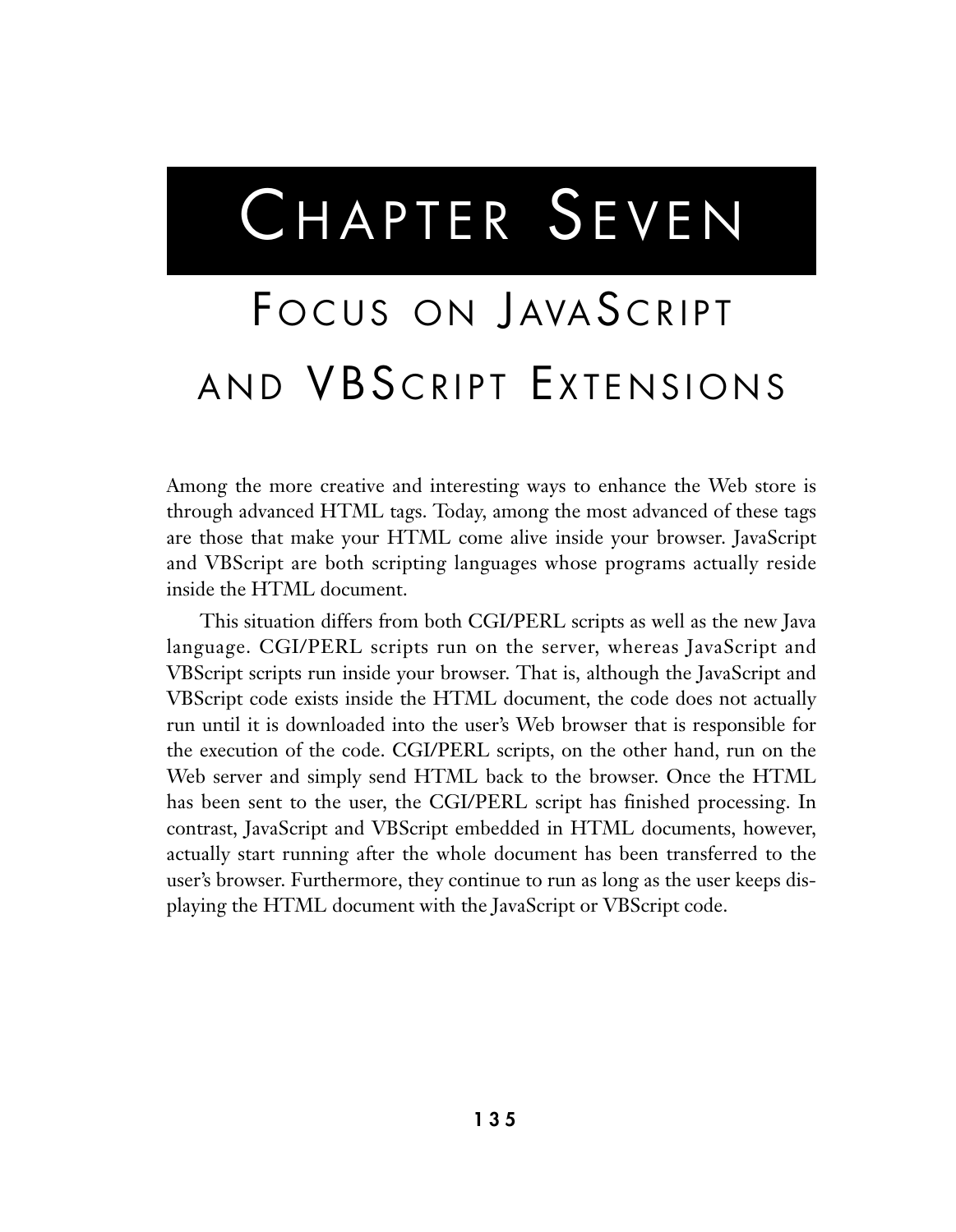# Chapter Seven

## Focus on JavaScript and VBScript Extensions

Among the more creative and interesting ways to enhance the Web store is through advanced HTML tags. Today, among the most advanced of these tags are those that make your HTML come alive inside your browser. JavaScript and VBScript are both scripting languages whose programs actually reside inside the HTML document.

This situation differs from both CGI/PERL scripts as well as the new Java language. CGI/PERL scripts run on the server, whereas JavaScript and VBScript scripts run inside your browser. That is, although the JavaScript and VBScript code exists inside the HTML document, the code does not actually run until it is downloaded into the user's Web browser that is responsible for the execution of the code. CGI/PERL scripts, on the other hand, run on the Web server and simply send HTML back to the browser. Once the HTML has been sent to the user, the CGI/PERL script has finished processing. In contrast, JavaScript and VBScript embedded in HTML documents, however, actually start running after the whole document has been transferred to the user's browser. Furthermore, they continue to run as long as the user keeps displaying the HTML document with the JavaScript or VBScript code.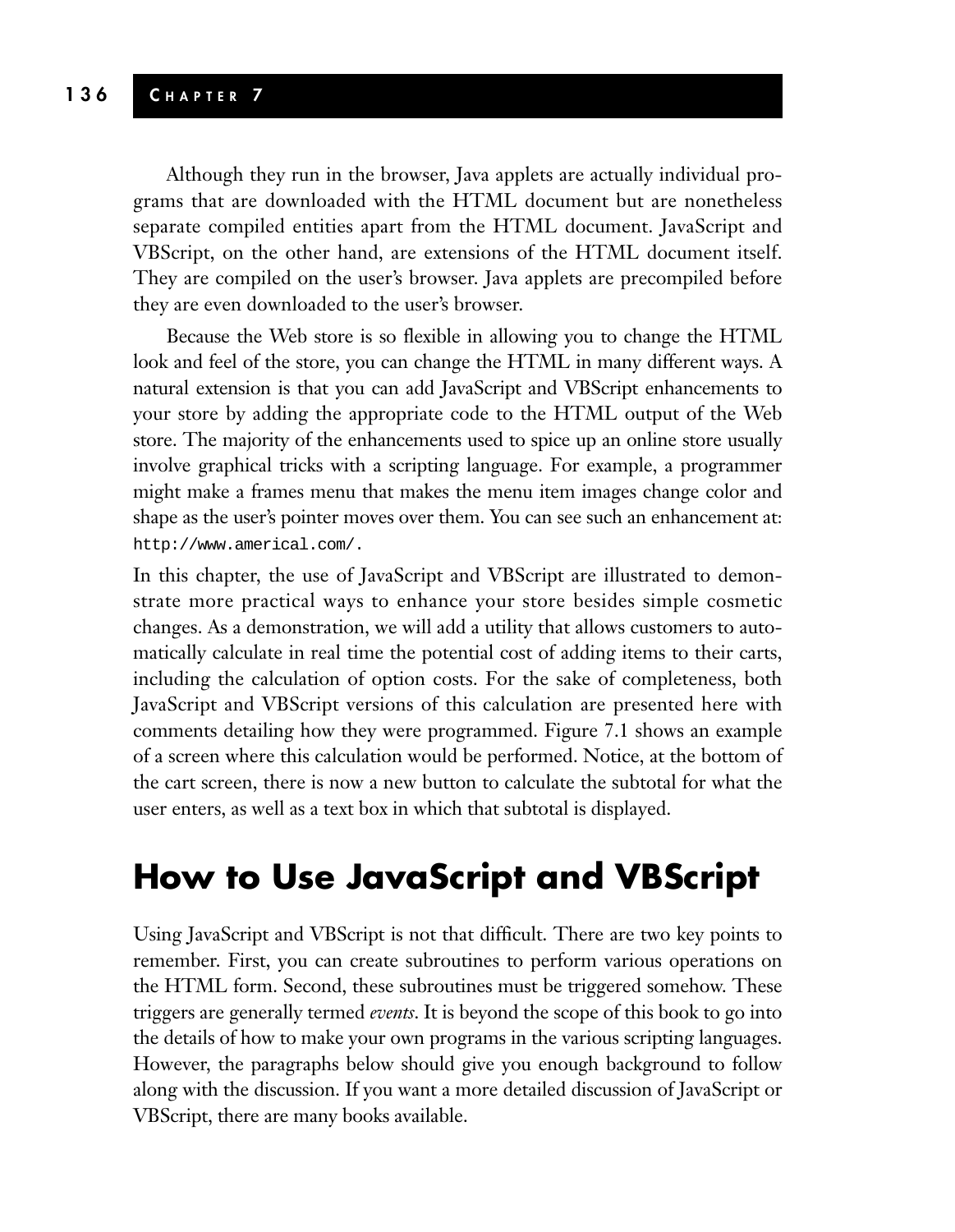Although they run in the browser, Java applets are actually individual programs that are downloaded with the HTML document but are nonetheless separate compiled entities apart from the HTML document. JavaScript and VBScript, on the other hand, are extensions of the HTML document itself. They are compiled on the user's browser. Java applets are precompiled before they are even downloaded to the user's browser.

Because the Web store is so flexible in allowing you to change the HTML look and feel of the store, you can change the HTML in many different ways. A natural extension is that you can add JavaScript and VBScript enhancements to your store by adding the appropriate code to the HTML output of the Web store. The majority of the enhancements used to spice up an online store usually involve graphical tricks with a scripting language. For example, a programmer might make a frames menu that makes the menu item images change color and shape as the user's pointer moves over them. You can see such an enhancement at: `http://www.americal.com/`.

In this chapter, the use of JavaScript and VBScript are illustrated to demonstrate more practical ways to enhance your store besides simple cosmetic changes. As a demonstration, we will add a utility that allows customers to automatically calculate in real time the potential cost of adding items to their carts, including the calculation of option costs. For the sake of completeness, both JavaScript and VBScript versions of this calculation are presented here with comments detailing how they were programmed. Figure 7.1 shows an example of a screen where this calculation would be performed. Notice, at the bottom of the cart screen, there is now a new button to calculate the subtotal for what the user enters, as well as a text box in which that subtotal is displayed.

## How to Use JavaScript and VBScript

Using JavaScript and VBScript is not that difficult. There are two key points to remember. First, you can create subroutines to perform various operations on the HTML form. Second, these subroutines must be triggered somehow. These triggers are generally termed *events*. It is beyond the scope of this book to go into the details of how to make your own programs in the various scripting languages. However, the paragraphs below should give you enough background to follow along with the discussion. If you want a more detailed discussion of JavaScript or VBScript, there are many books available.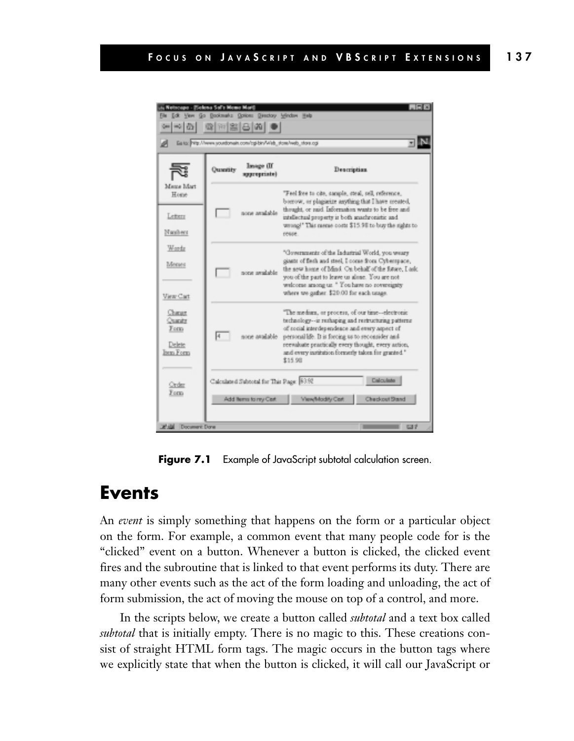Figure 7.1 Example of JavaScript subtotal calculation screen.

## Events

An *event* is simply something that happens on the form or a particular object on the form. For example, a common event that many people code for is the "clicked" event on a button. Whenever a button is clicked, the clicked event fires and the subroutine that is linked to that event performs its duty. There are many other events such as the act of the form loading and unloading, the act of form submission, the act of moving the mouse on top of a control, and more.

In the scripts below, we create a button called *subtotal* and a text box called *subtotal* that is initially empty. There is no magic to this. These creations consist of straight HTML form tags. The magic occurs in the button tags where we explicitly state that when the button is clicked, it will call our JavaScript or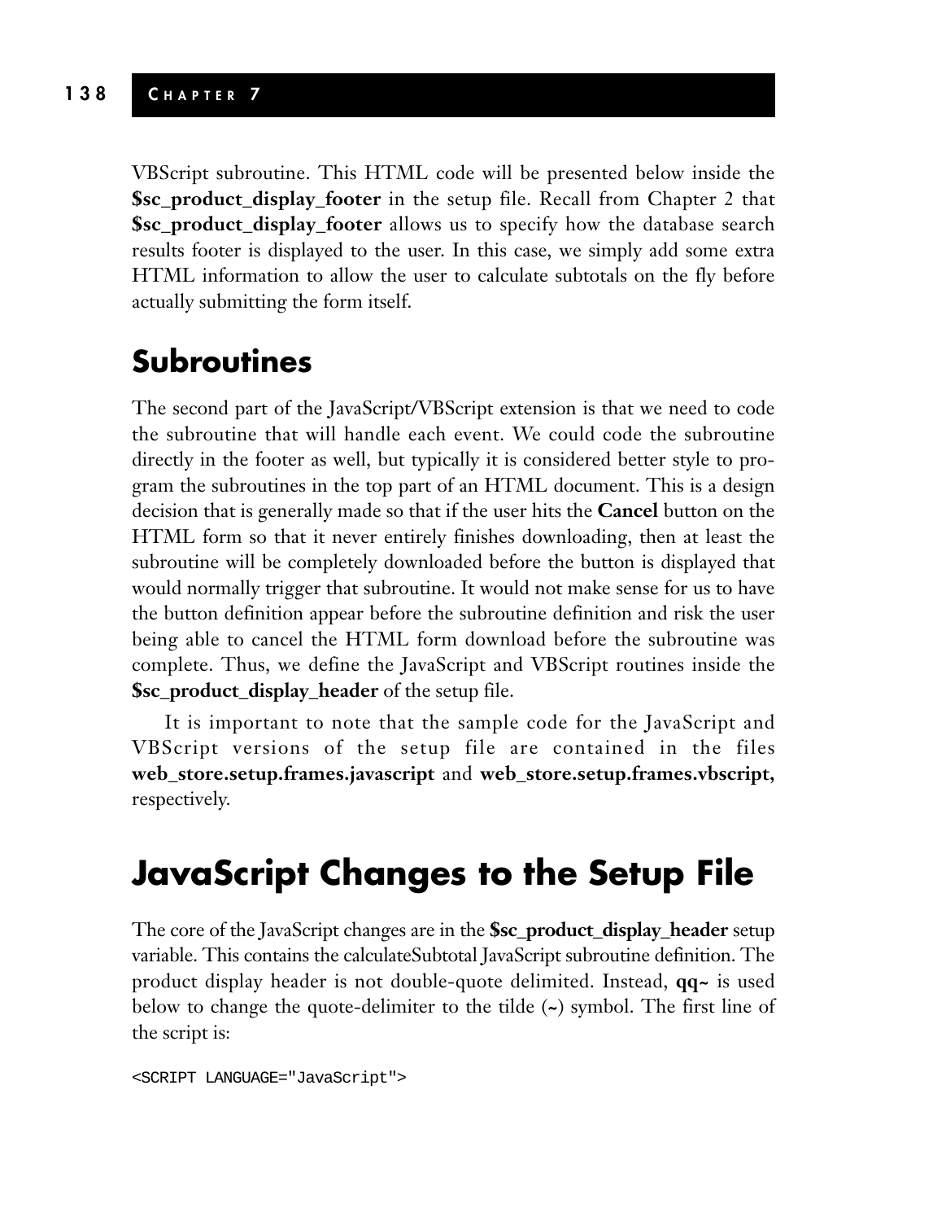VBScript subroutine. This HTML code will be presented below inside the **$sc_product_display_footer** in the setup file. Recall from Chapter 2 that **$sc_product_display_footer** allows us to specify how the database search results footer is displayed to the user. In this case, we simply add some extra HTML information to allow the user to calculate subtotals on the fly before actually submitting the form itself.

## Subroutines

The second part of the JavaScript/VBScript extension is that we need to code the subroutine that will handle each event. We could code the subroutine directly in the footer as well, but typically it is considered better style to program the subroutines in the top part of an HTML document. This is a design decision that is generally made so that if the user hits the **Cancel** button on the HTML form so that it never entirely finishes downloading, then at least the subroutine will be completely downloaded before the button is displayed that would normally trigger that subroutine. It would not make sense for us to have the button definition appear before the subroutine definition and risk the user being able to cancel the HTML form download before the subroutine was complete. Thus, we define the JavaScript and VBScript routines inside the **$sc_product_display_header** of the setup file.

It is important to note that the sample code for the JavaScript and VBScript versions of the setup file are contained in the files **web_store.setup.frames.javascript** and **web_store.setup.frames.vbscript,** respectively.

# JavaScript Changes to the Setup File

The core of the JavaScript changes are in the **$sc_product_display_header** setup variable. This contains the calculateSubtotal JavaScript subroutine definition. The product display header is not double-quote delimited. Instead, **qq~** is used below to change the quote-delimiter to the tilde (**~**) symbol. The first line of the script is:

```
<SCRIPT LANGUAGE="JavaScript">
```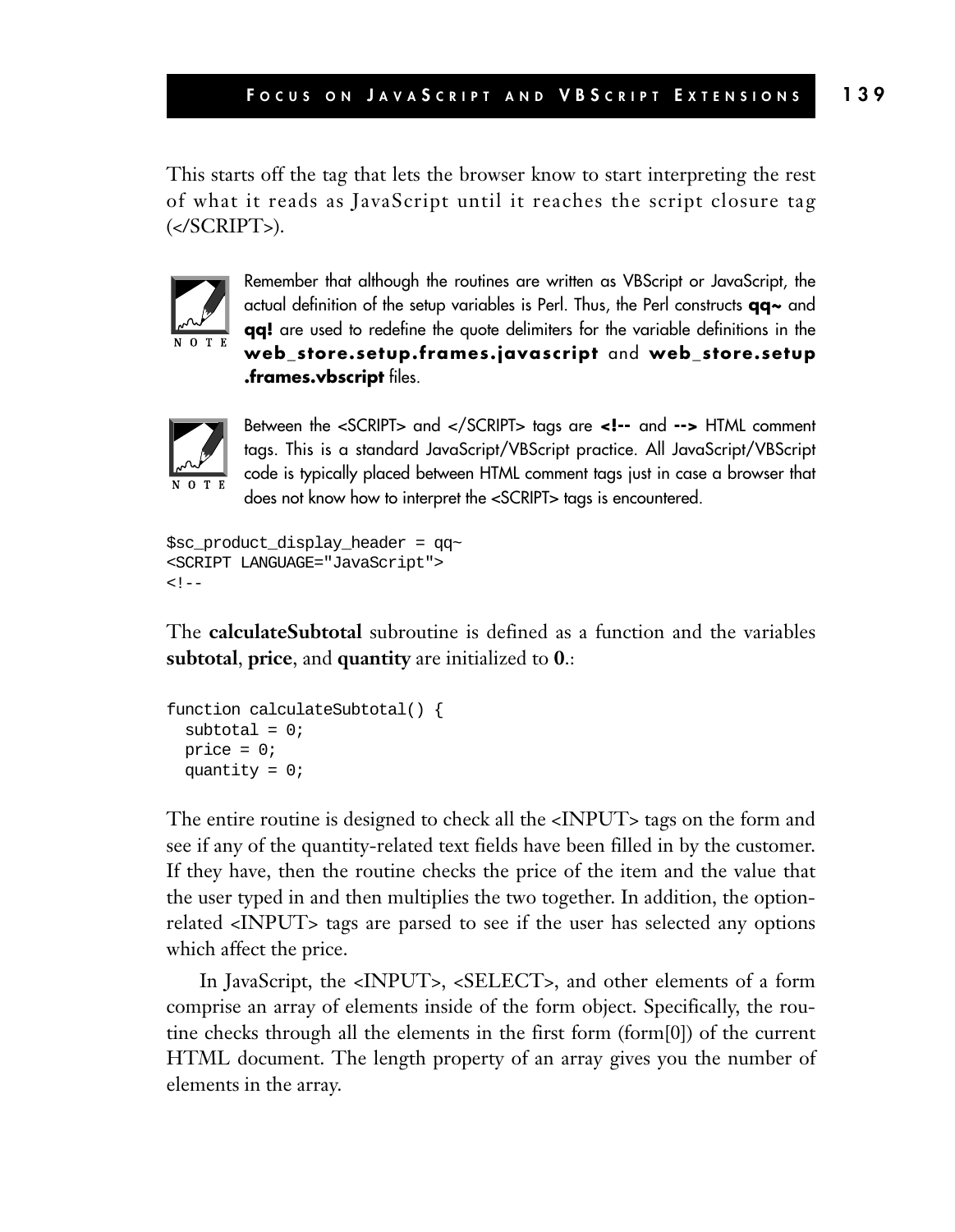This starts off the tag that lets the browser know to start interpreting the rest of what it reads as JavaScript until it reaches the script closure tag (</SCRIPT>).

> NOTE
>
> Remember that although the routines are written as VBScript or JavaScript, the actual definition of the setup variables is Perl. Thus, the Perl constructs **qq~** and **qq!** are used to redefine the quote delimiters for the variable definitions in the **web_store.setup.frames.javascript** and **web_store.setup.frames.vbscript** files.

> NOTE
>
> Between the <SCRIPT> and </SCRIPT> tags are **<!--** and **-->** HTML comment tags. This is a standard JavaScript/VBScript practice. All JavaScript/VBScript code is typically placed between HTML comment tags just in case a browser that does not know how to interpret the <SCRIPT> tags is encountered.

```
$sc_product_display_header = qq~
<SCRIPT LANGUAGE="JavaScript">
<!--
```

The **calculateSubtotal** subroutine is defined as a function and the variables **subtotal**, **price**, and **quantity** are initialized to **0**.:

```
function calculateSubtotal() {
  subtotal = 0;
  price = 0;
  quantity = 0;
```

The entire routine is designed to check all the <INPUT> tags on the form and see if any of the quantity-related text fields have been filled in by the customer. If they have, then the routine checks the price of the item and the value that the user typed in and then multiplies the two together. In addition, the option-related <INPUT> tags are parsed to see if the user has selected any options which affect the price.

In JavaScript, the <INPUT>, <SELECT>, and other elements of a form comprise an array of elements inside of the form object. Specifically, the routine checks through all the elements in the first form (form[0]) of the current HTML document. The length property of an array gives you the number of elements in the array.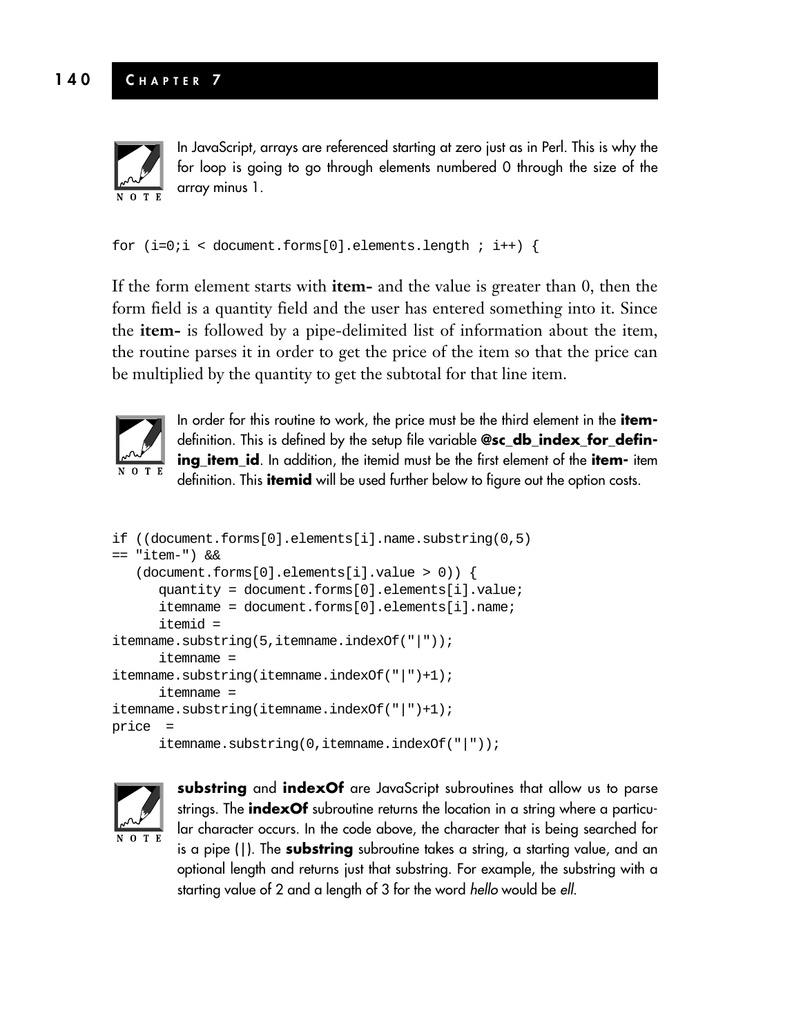> **NOTE:** In JavaScript, arrays are referenced starting at zero just as in Perl. This is why the for loop is going to go through elements numbered 0 through the size of the array minus 1.

```
for (i=0;i < document.forms[0].elements.length ; i++) {
```

If the form element starts with **item-** and the value is greater than 0, then the form field is a quantity field and the user has entered something into it. Since the **item-** is followed by a pipe-delimited list of information about the item, the routine parses it in order to get the price of the item so that the price can be multiplied by the quantity to get the subtotal for that line item.

> **NOTE:** In order for this routine to work, the price must be the third element in the **item-** definition. This is defined by the setup file variable **@sc_db_index_for_defining_item_id**. In addition, the itemid must be the first element of the **item-** item definition. This **itemid** will be used further below to figure out the option costs.

```
if ((document.forms[0].elements[i].name.substring(0,5)
== "item-") &&
   (document.forms[0].elements[i].value > 0)) {
      quantity = document.forms[0].elements[i].value;
      itemname = document.forms[0].elements[i].name;
      itemid =
itemname.substring(5,itemname.indexOf("|"));
      itemname =
itemname.substring(itemname.indexOf("|")+1);
      itemname =
itemname.substring(itemname.indexOf("|")+1);
price  =
      itemname.substring(0,itemname.indexOf("|"));
```

> **NOTE:** **substring** and **indexOf** are JavaScript subroutines that allow us to parse strings. The **indexOf** subroutine returns the location in a string where a particular character occurs. In the code above, the character that is being searched for is a pipe (|). The **substring** subroutine takes a string, a starting value, and an optional length and returns just that substring. For example, the substring with a starting value of 2 and a length of 3 for the word *hello* would be *ell*.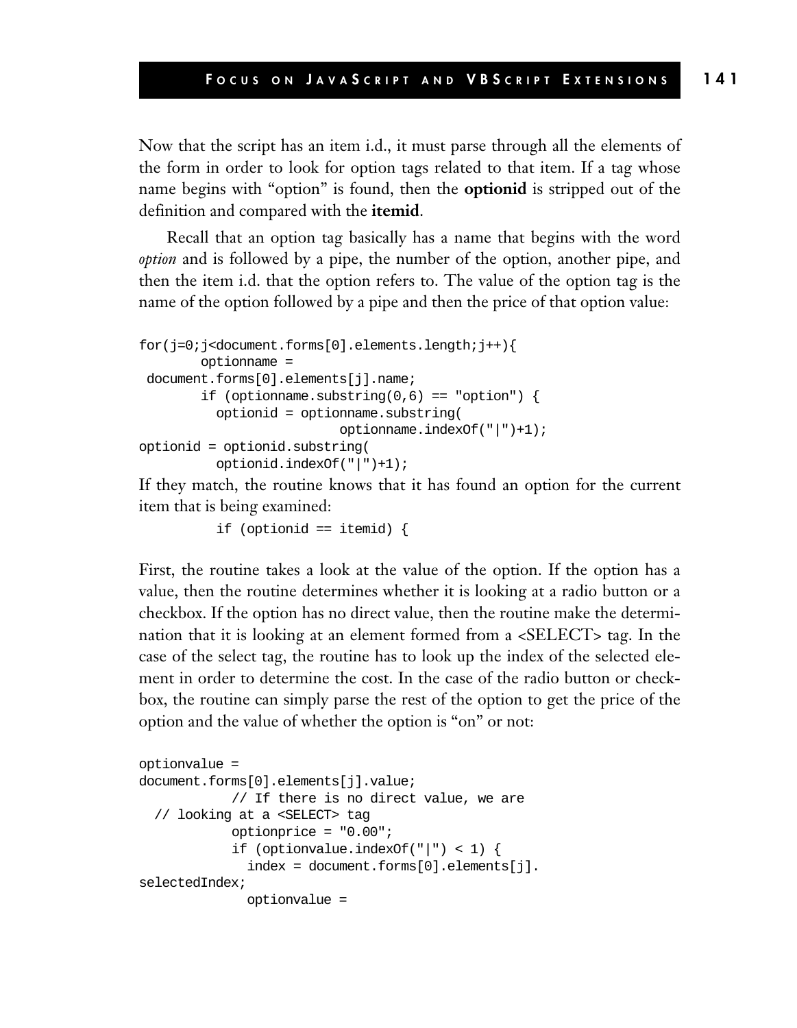Now that the script has an item i.d., it must parse through all the elements of the form in order to look for option tags related to that item. If a tag whose name begins with "option" is found, then the **optionid** is stripped out of the definition and compared with the **itemid**.

Recall that an option tag basically has a name that begins with the word *option* and is followed by a pipe, the number of the option, another pipe, and then the item i.d. that the option refers to. The value of the option tag is the name of the option followed by a pipe and then the price of that option value:

```
for(j=0;j<document.forms[0].elements.length;j++){
        optionname =
 document.forms[0].elements[j].name;
        if (optionname.substring(0,6) == "option") {
          optionid = optionname.substring(
                         optionname.indexOf("|")+1);
optionid = optionid.substring(
          optionid.indexOf("|")+1);
```

If they match, the routine knows that it has found an option for the current item that is being examined:

```
          if (optionid == itemid) {
```

First, the routine takes a look at the value of the option. If the option has a value, then the routine determines whether it is looking at a radio button or a checkbox. If the option has no direct value, then the routine make the determination that it is looking at an element formed from a <SELECT> tag. In the case of the select tag, the routine has to look up the index of the selected element in order to determine the cost. In the case of the radio button or checkbox, the routine can simply parse the rest of the option to get the price of the option and the value of whether the option is "on" or not:

```
optionvalue =
document.forms[0].elements[j].value;
            // If there is no direct value, we are
  // looking at a <SELECT> tag
            optionprice = "0.00";
            if (optionvalue.indexOf("|") < 1) {
              index = document.forms[0].elements[j].
selectedIndex;
              optionvalue =
```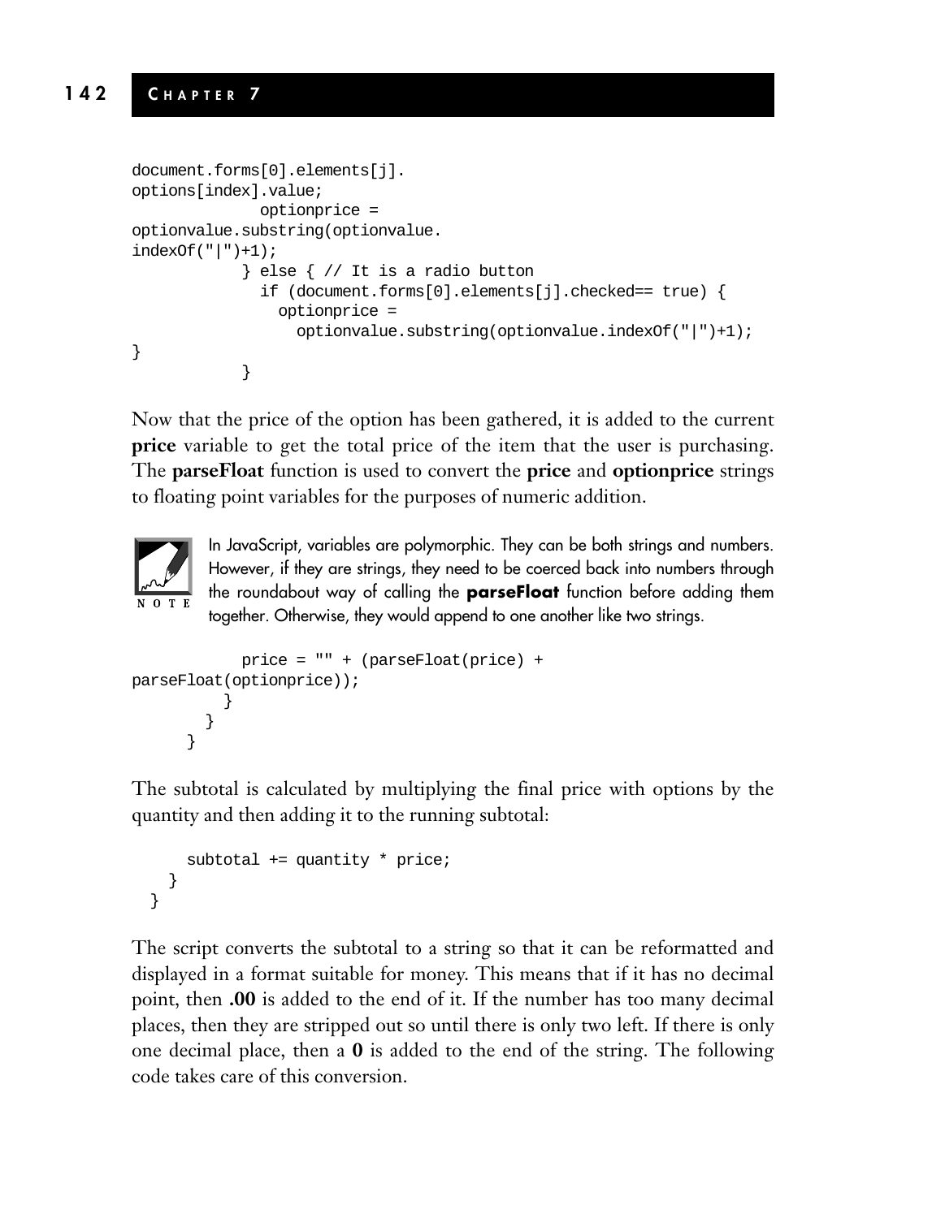```
document.forms[0].elements[j].
options[index].value;
              optionprice =
optionvalue.substring(optionvalue.
indexOf("|")+1);
            } else { // It is a radio button
              if (document.forms[0].elements[j].checked== true) {
                optionprice =
                  optionvalue.substring(optionvalue.indexOf("|")+1);
}
            }
```

Now that the price of the option has been gathered, it is added to the current **price** variable to get the total price of the item that the user is purchasing. The **parseFloat** function is used to convert the **price** and **optionprice** strings to floating point variables for the purposes of numeric addition.

> NOTE: In JavaScript, variables are polymorphic. They can be both strings and numbers. However, if they are strings, they need to be coerced back into numbers through the roundabout way of calling the **parseFloat** function before adding them together. Otherwise, they would append to one another like two strings.

```
            price = "" + (parseFloat(price) +
parseFloat(optionprice));
          }
        }
      }
```

The subtotal is calculated by multiplying the final price with options by the quantity and then adding it to the running subtotal:

```
      subtotal += quantity * price;
    }
  }
```

The script converts the subtotal to a string so that it can be reformatted and displayed in a format suitable for money. This means that if it has no decimal point, then **.00** is added to the end of it. If the number has too many decimal places, then they are stripped out so until there is only two left. If there is only one decimal place, then a **0** is added to the end of the string. The following code takes care of this conversion.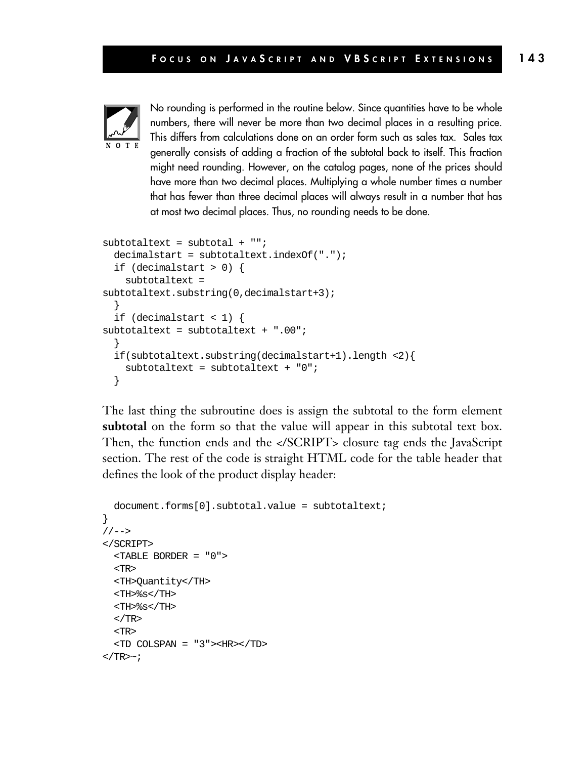NOTE

No rounding is performed in the routine below. Since quantities have to be whole numbers, there will never be more than two decimal places in a resulting price. This differs from calculations done on an order form such as sales tax. Sales tax generally consists of adding a fraction of the subtotal back to itself. This fraction might need rounding. However, on the catalog pages, none of the prices should have more than two decimal places. Multiplying a whole number times a number that has fewer than three decimal places will always result in a number that has at most two decimal places. Thus, no rounding needs to be done.

```
subtotaltext = subtotal + "";
  decimalstart = subtotaltext.indexOf(".");
  if (decimalstart > 0) {
    subtotaltext =
subtotaltext.substring(0,decimalstart+3);
  }
  if (decimalstart < 1) {
subtotaltext = subtotaltext + ".00";
  }
  if(subtotaltext.substring(decimalstart+1).length <2){
    subtotaltext = subtotaltext + "0";
  }
```

The last thing the subroutine does is assign the subtotal to the form element **subtotal** on the form so that the value will appear in this subtotal text box. Then, the function ends and the </SCRIPT> closure tag ends the JavaScript section. The rest of the code is straight HTML code for the table header that defines the look of the product display header:

```
  document.forms[0].subtotal.value = subtotaltext;
}
//-->
</SCRIPT>
  <TABLE BORDER = "0">
  <TR>
  <TH>Quantity</TH>
  <TH>%s</TH>
  <TH>%s</TH>
  </TR>
  <TR>
  <TD COLSPAN = "3"><HR></TD>
</TR>~;
```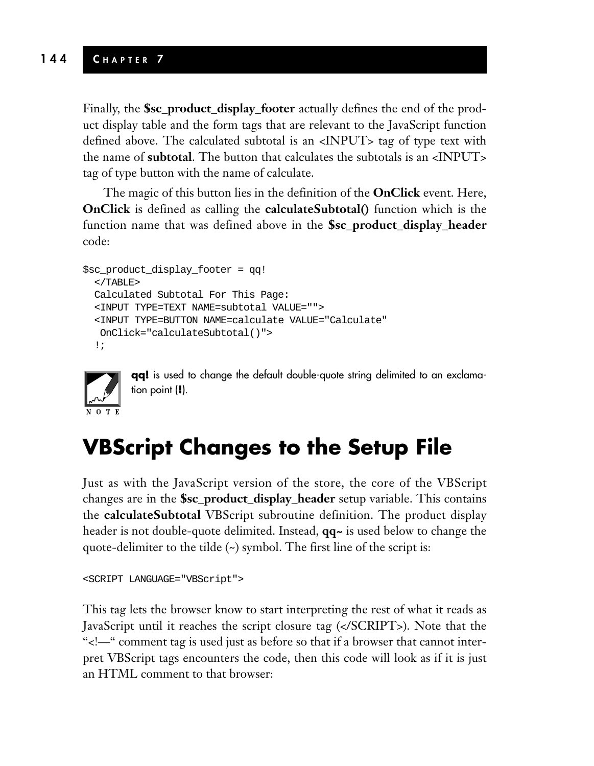Finally, the **$sc_product_display_footer** actually defines the end of the product display table and the form tags that are relevant to the JavaScript function defined above. The calculated subtotal is an <INPUT> tag of type text with the name of **subtotal**. The button that calculates the subtotals is an <INPUT> tag of type button with the name of calculate.

The magic of this button lies in the definition of the **OnClick** event. Here, **OnClick** is defined as calling the **calculateSubtotal()** function which is the function name that was defined above in the **$sc_product_display_header** code:

```
$sc_product_display_footer = qq!
  </TABLE>
  Calculated Subtotal For This Page:
  <INPUT TYPE=TEXT NAME=subtotal VALUE="">
  <INPUT TYPE=BUTTON NAME=calculate VALUE="Calculate"
   OnClick="calculateSubtotal()">
  !;
```

NOTE: **qq!** is used to change the default double-quote string delimited to an exclamation point (**!**).

## VBScript Changes to the Setup File

Just as with the JavaScript version of the store, the core of the VBScript changes are in the **$sc_product_display_header** setup variable. This contains the **calculateSubtotal** VBScript subroutine definition. The product display header is not double-quote delimited. Instead, **qq~** is used below to change the quote-delimiter to the tilde (~) symbol. The first line of the script is:

```
<SCRIPT LANGUAGE="VBScript">
```

This tag lets the browser know to start interpreting the rest of what it reads as JavaScript until it reaches the script closure tag (</SCRIPT>). Note that the "<!—" comment tag is used just as before so that if a browser that cannot interpret VBScript tags encounters the code, then this code will look as if it is just an HTML comment to that browser: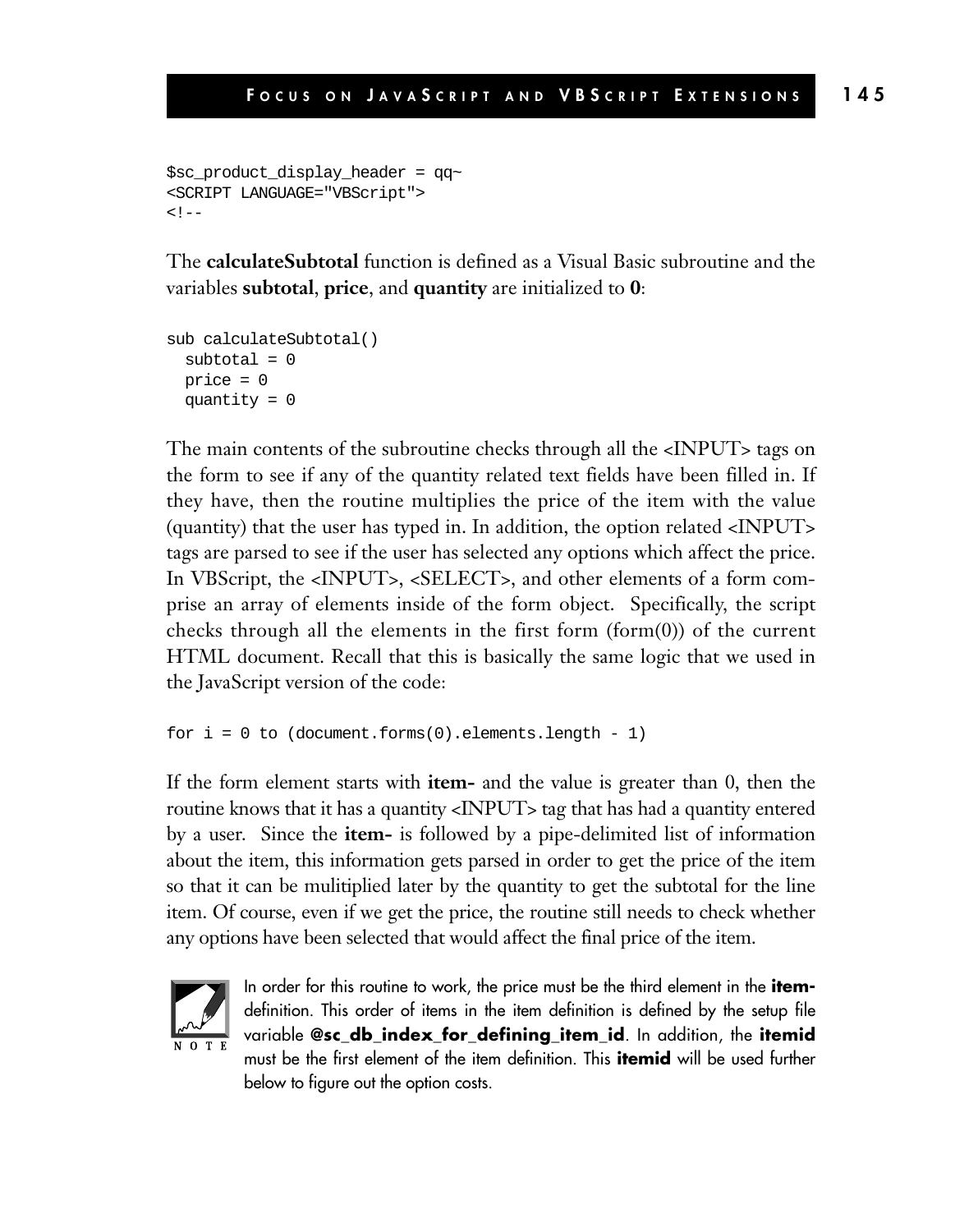```
$sc_product_display_header = qq~
<SCRIPT LANGUAGE="VBScript">
<!--
```

The **calculateSubtotal** function is defined as a Visual Basic subroutine and the variables **subtotal**, **price**, and **quantity** are initialized to **0**:

```
sub calculateSubtotal()
  subtotal = 0
  price = 0
  quantity = 0
```

The main contents of the subroutine checks through all the <INPUT> tags on the form to see if any of the quantity related text fields have been filled in. If they have, then the routine multiplies the price of the item with the value (quantity) that the user has typed in. In addition, the option related <INPUT> tags are parsed to see if the user has selected any options which affect the price. In VBScript, the <INPUT>, <SELECT>, and other elements of a form comprise an array of elements inside of the form object. Specifically, the script checks through all the elements in the first form (form(0)) of the current HTML document. Recall that this is basically the same logic that we used in the JavaScript version of the code:

```
for i = 0 to (document.forms(0).elements.length - 1)
```

If the form element starts with **item-** and the value is greater than 0, then the routine knows that it has a quantity <INPUT> tag that has had a quantity entered by a user. Since the **item-** is followed by a pipe-delimited list of information about the item, this information gets parsed in order to get the price of the item so that it can be mulitiplied later by the quantity to get the subtotal for the line item. Of course, even if we get the price, the routine still needs to check whether any options have been selected that would affect the final price of the item.

NOTE: In order for this routine to work, the price must be the third element in the **item-** definition. This order of items in the item definition is defined by the setup file variable **@sc_db_index_for_defining_item_id**. In addition, the **itemid** must be the first element of the item definition. This **itemid** will be used further below to figure out the option costs.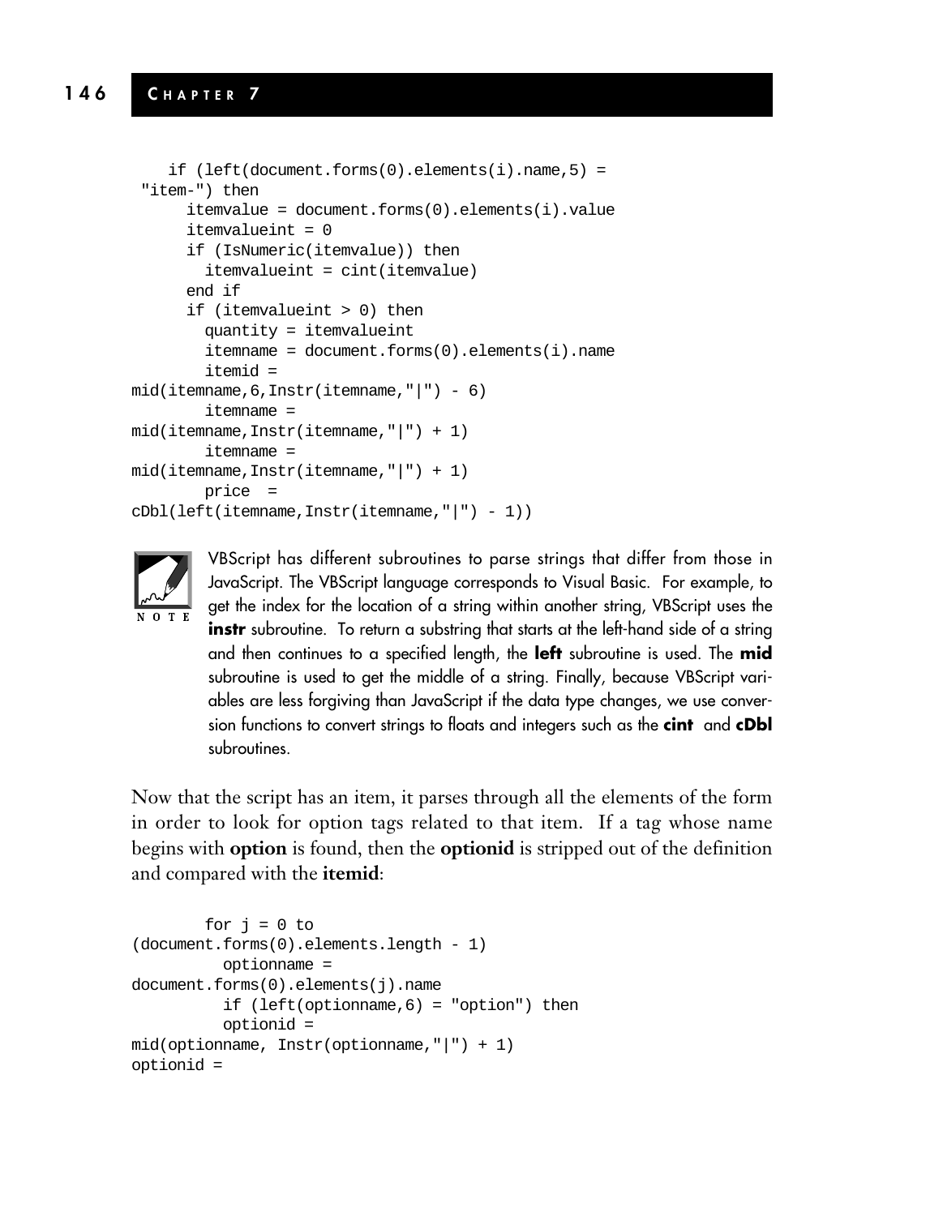```
    if (left(document.forms(0).elements(i).name,5) =
 "item-") then
      itemvalue = document.forms(0).elements(i).value
      itemvalueint = 0
      if (IsNumeric(itemvalue)) then
        itemvalueint = cint(itemvalue)
      end if
      if (itemvalueint > 0) then
        quantity = itemvalueint
        itemname = document.forms(0).elements(i).name
        itemid =
mid(itemname,6,Instr(itemname,"|") - 6)
        itemname =
mid(itemname,Instr(itemname,"|") + 1)
        itemname =
mid(itemname,Instr(itemname,"|") + 1)
        price  =
cDbl(left(itemname,Instr(itemname,"|") - 1))
```

NOTE

VBScript has different subroutines to parse strings that differ from those in JavaScript. The VBScript language corresponds to Visual Basic. For example, to get the index for the location of a string within another string, VBScript uses the **instr** subroutine. To return a substring that starts at the left-hand side of a string and then continues to a specified length, the **left** subroutine is used. The **mid** subroutine is used to get the middle of a string. Finally, because VBScript variables are less forgiving than JavaScript if the data type changes, we use conversion functions to convert strings to floats and integers such as the **cint** and **cDbl** subroutines.

Now that the script has an item, it parses through all the elements of the form in order to look for option tags related to that item. If a tag whose name begins with **option** is found, then the **optionid** is stripped out of the definition and compared with the **itemid**:

```
        for j = 0 to
(document.forms(0).elements.length - 1)
          optionname =
document.forms(0).elements(j).name
          if (left(optionname,6) = "option") then
          optionid =
mid(optionname, Instr(optionname,"|") + 1)
optionid =
```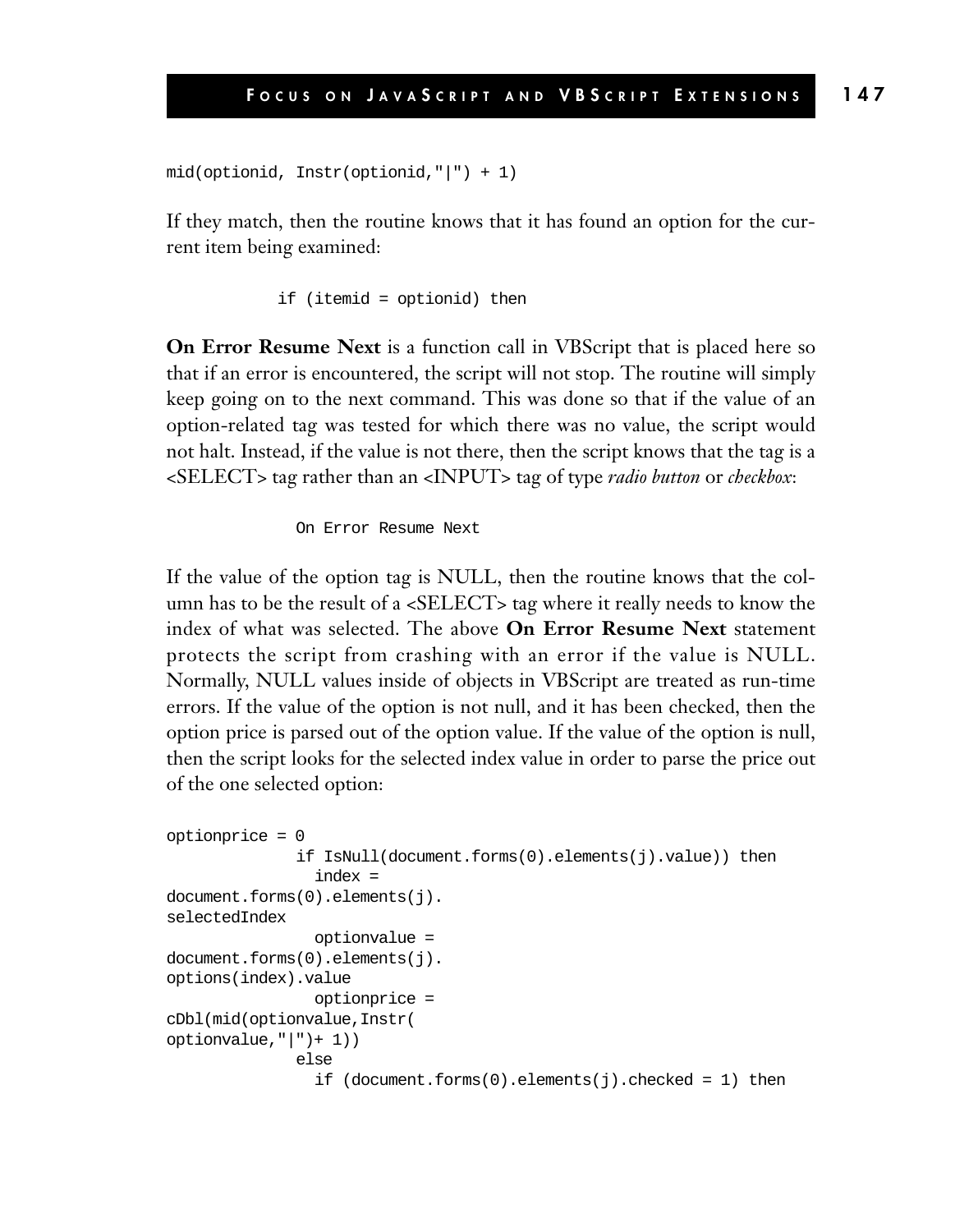```
mid(optionid, Instr(optionid,"|") + 1)
```

If they match, then the routine knows that it has found an option for the current item being examined:

```
            if (itemid = optionid) then
```

**On Error Resume Next** is a function call in VBScript that is placed here so that if an error is encountered, the script will not stop. The routine will simply keep going on to the next command. This was done so that if the value of an option-related tag was tested for which there was no value, the script would not halt. Instead, if the value is not there, then the script knows that the tag is a <SELECT> tag rather than an <INPUT> tag of type *radio button* or *checkbox*:

```
              On Error Resume Next
```

If the value of the option tag is NULL, then the routine knows that the column has to be the result of a <SELECT> tag where it really needs to know the index of what was selected. The above **On Error Resume Next** statement protects the script from crashing with an error if the value is NULL. Normally, NULL values inside of objects in VBScript are treated as run-time errors. If the value of the option is not null, and it has been checked, then the option price is parsed out of the option value. If the value of the option is null, then the script looks for the selected index value in order to parse the price out of the one selected option:

```
optionprice = 0
              if IsNull(document.forms(0).elements(j).value)) then
                index =
document.forms(0).elements(j).
selectedIndex
                optionvalue =
document.forms(0).elements(j).
options(index).value
                optionprice =
cDbl(mid(optionvalue,Instr(
optionvalue,"|")+ 1))
              else
                if (document.forms(0).elements(j).checked = 1) then
```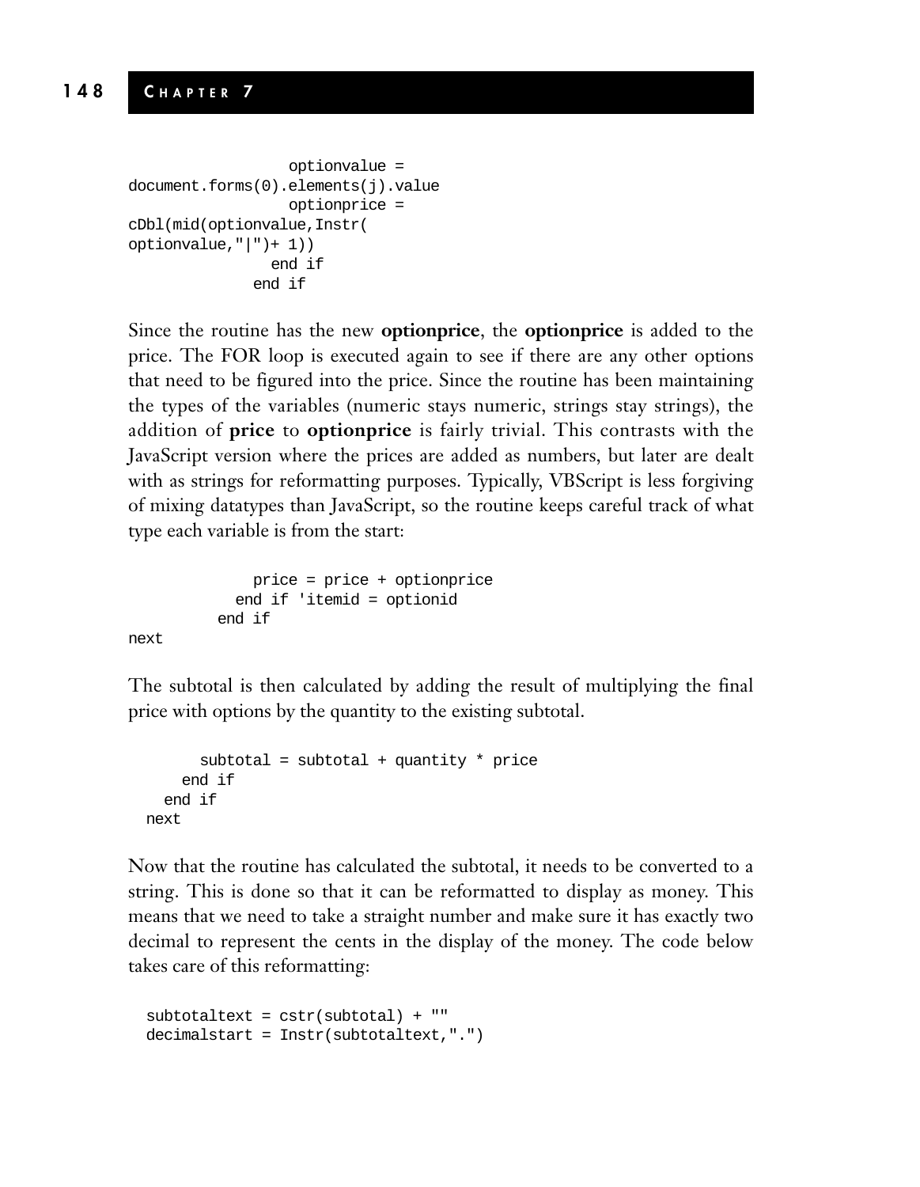```
                 optionvalue =
document.forms(0).elements(j).value
                 optionprice =
cDbl(mid(optionvalue,Instr(
optionvalue,"|")+ 1))
               end if
             end if
```

Since the routine has the new **optionprice**, the **optionprice** is added to the price. The FOR loop is executed again to see if there are any other options that need to be figured into the price. Since the routine has been maintaining the types of the variables (numeric stays numeric, strings stay strings), the addition of **price** to **optionprice** is fairly trivial. This contrasts with the JavaScript version where the prices are added as numbers, but later are dealt with as strings for reformatting purposes. Typically, VBScript is less forgiving of mixing datatypes than JavaScript, so the routine keeps careful track of what type each variable is from the start:

```
             price = price + optionprice
           end if 'itemid = optionid
         end if
next
```

The subtotal is then calculated by adding the result of multiplying the final price with options by the quantity to the existing subtotal.

```
        subtotal = subtotal + quantity * price
      end if
    end if
  next
```

Now that the routine has calculated the subtotal, it needs to be converted to a string. This is done so that it can be reformatted to display as money. This means that we need to take a straight number and make sure it has exactly two decimal to represent the cents in the display of the money. The code below takes care of this reformatting:

```
  subtotaltext = cstr(subtotal) + ""
  decimalstart = Instr(subtotaltext,".")
```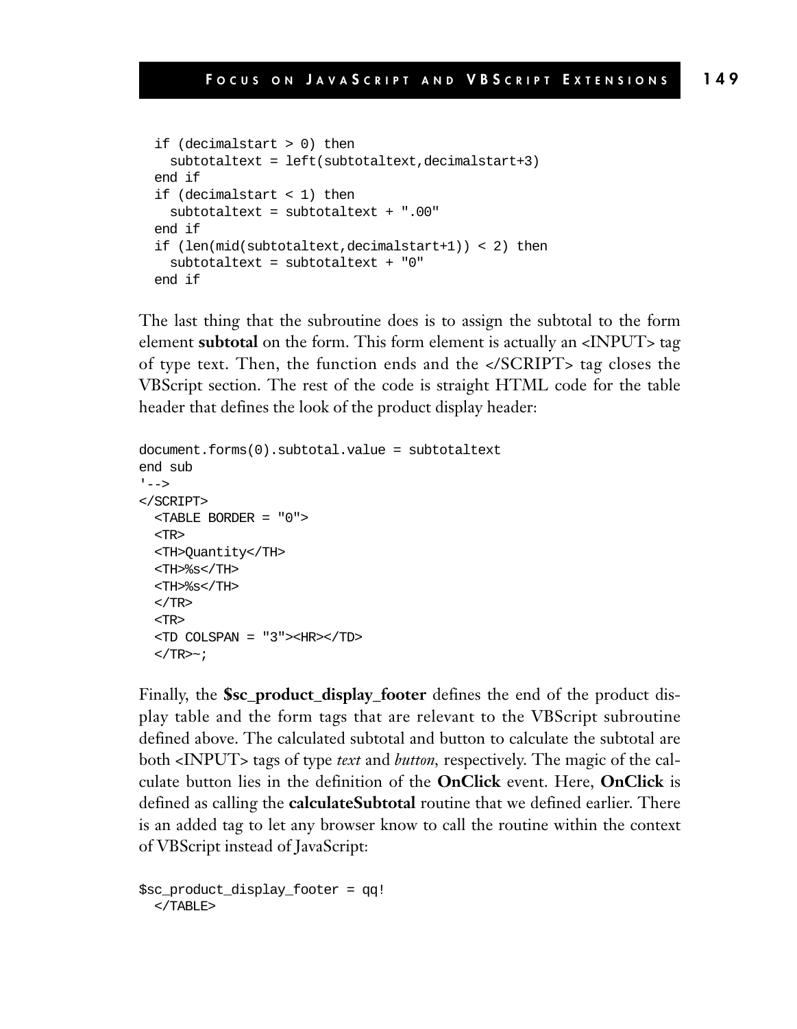```
  if (decimalstart > 0) then
    subtotaltext = left(subtotaltext,decimalstart+3)
  end if
  if (decimalstart < 1) then
    subtotaltext = subtotaltext + ".00"
  end if
  if (len(mid(subtotaltext,decimalstart+1)) < 2) then
    subtotaltext = subtotaltext + "0"
  end if
```

The last thing that the subroutine does is to assign the subtotal to the form element **subtotal** on the form. This form element is actually an <INPUT> tag of type text. Then, the function ends and the </SCRIPT> tag closes the VBScript section. The rest of the code is straight HTML code for the table header that defines the look of the product display header:

```
document.forms(0).subtotal.value = subtotaltext
end sub
'-->
</SCRIPT>
  <TABLE BORDER = "0">
  <TR>
  <TH>Quantity</TH>
  <TH>%s</TH>
  <TH>%s</TH>
  </TR>
  <TR>
  <TD COLSPAN = "3"><HR></TD>
  </TR>~;
```

Finally, the **$sc_product_display_footer** defines the end of the product display table and the form tags that are relevant to the VBScript subroutine defined above. The calculated subtotal and button to calculate the subtotal are both <INPUT> tags of type *text* and *button*, respectively. The magic of the calculate button lies in the definition of the **OnClick** event. Here, **OnClick** is defined as calling the **calculateSubtotal** routine that we defined earlier. There is an added tag to let any browser know to call the routine within the context of VBScript instead of JavaScript:

```
$sc_product_display_footer = qq!
  </TABLE>
```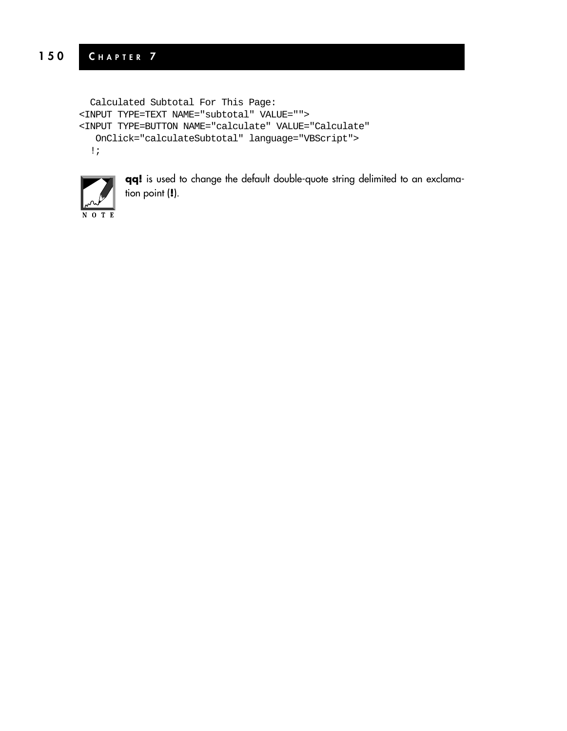```
  Calculated Subtotal For This Page:
<INPUT TYPE=TEXT NAME="subtotal" VALUE="">
<INPUT TYPE=BUTTON NAME="calculate" VALUE="Calculate"
   OnClick="calculateSubtotal" language="VBScript">
  !;
```

NOTE

**qq!** is used to change the default double-quote string delimited to an exclamation point (**!**).